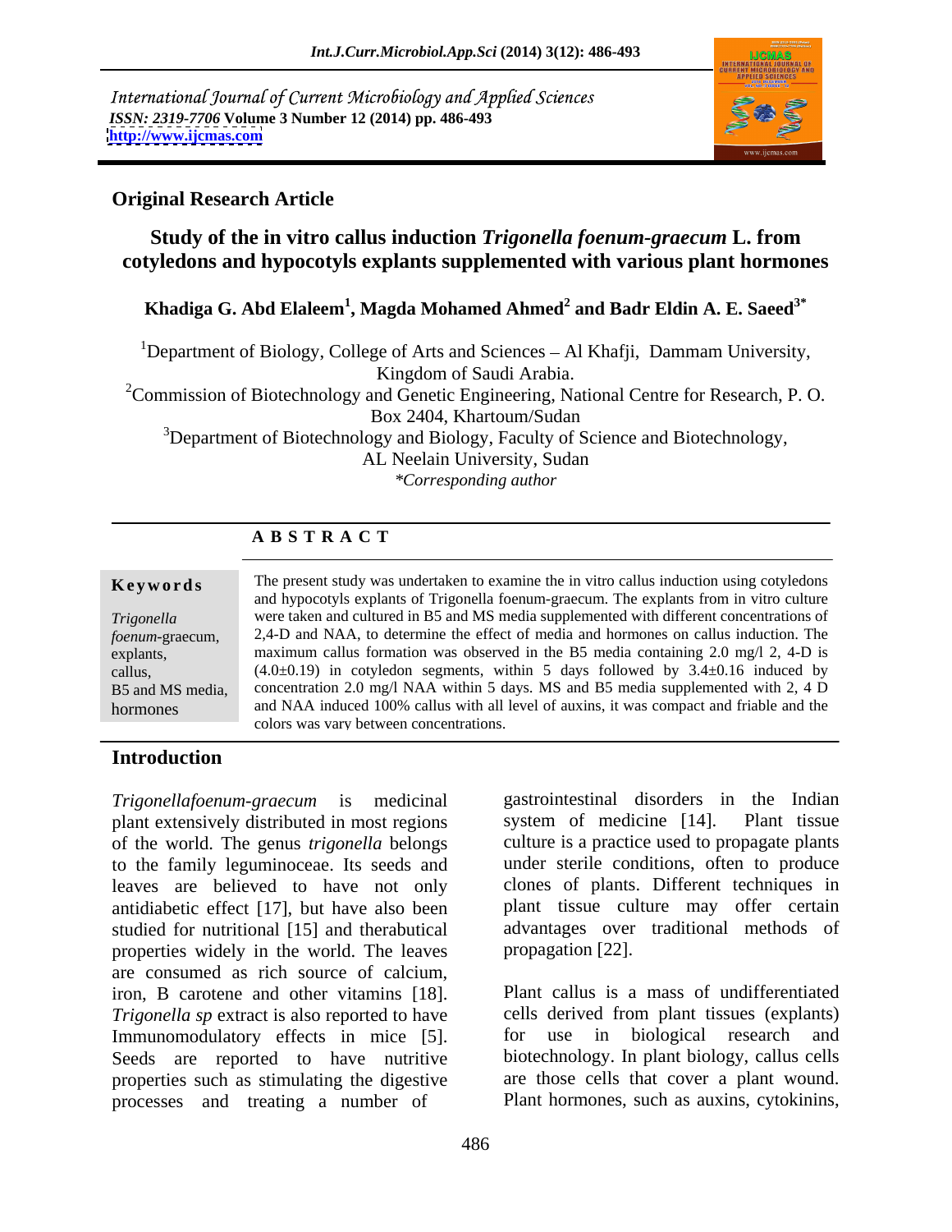International Journal of Current Microbiology and Applied Sciences
*ISSN: 2319-7706* **Volume 3 Number 12 (2014) pp. 486-493**
**http://www.ijcmas.com**

**Original Research Article**

# Study of the in vitro callus induction *Trigonella foenum-graecum* L. from cotyledons and hypocotyls explants supplemented with various plant hormones

**Khadiga G. Abd Elaleem[1], Magda Mohamed Ahmed[2] and Badr Eldin A. E. Saeed[3*]**

[1]Department of Biology, College of Arts and Sciences – Al Khafji, Dammam University, Kingdom of Saudi Arabia.
[2]Commission of Biotechnology and Genetic Engineering, National Centre for Research, P. O. Box 2404, Khartoum/Sudan
[3]Department of Biotechnology and Biology, Faculty of Science and Biotechnology, AL Neelain University, Sudan
*\*Corresponding author*

## ABSTRACT

**Keywords**

*Trigonella foenum*-graecum, explants, callus, B5 and MS media, hormones

The present study was undertaken to examine the in vitro callus induction using cotyledons and hypocotyls explants of Trigonella foenum-graecum. The explants from in vitro culture were taken and cultured in B5 and MS media supplemented with different concentrations of 2,4-D and NAA, to determine the effect of media and hormones on callus induction. The maximum callus formation was observed in the B5 media containing 2.0 mg/l 2, 4-D is ($4.0\pm0.19$) in cotyledon segments, within 5 days followed by $3.4\pm0.16$ induced by concentration 2.0 mg/l NAA within 5 days. MS and B5 media supplemented with 2, 4 D and NAA induced 100% callus with all level of auxins, it was compact and friable and the colors was vary between concentrations.

## Introduction

*Trigonellafoenum-graecum* is medicinal plant extensively distributed in most regions of the world. The genus *trigonella* belongs to the family leguminoceae. Its seeds and leaves are believed to have not only antidiabetic effect [17], but have also been studied for nutritional [15] and therabutical properties widely in the world. The leaves are consumed as rich source of calcium, iron, B carotene and other vitamins [18]. *Trigonella sp* extract is also reported to have Immunomodulatory effects in mice [5]. Seeds are reported to have nutritive properties such as stimulating the digestive processes and treating a number of gastrointestinal disorders in the Indian system of medicine [14]. Plant tissue culture is a practice used to propagate plants under sterile conditions, often to produce clones of plants. Different techniques in plant tissue culture may offer certain advantages over traditional methods of propagation [22].

Plant callus is a mass of undifferentiated cells derived from plant tissues (explants) for use in biological research and biotechnology. In plant biology, callus cells are those cells that cover a plant wound. Plant hormones, such as auxins, cytokinins,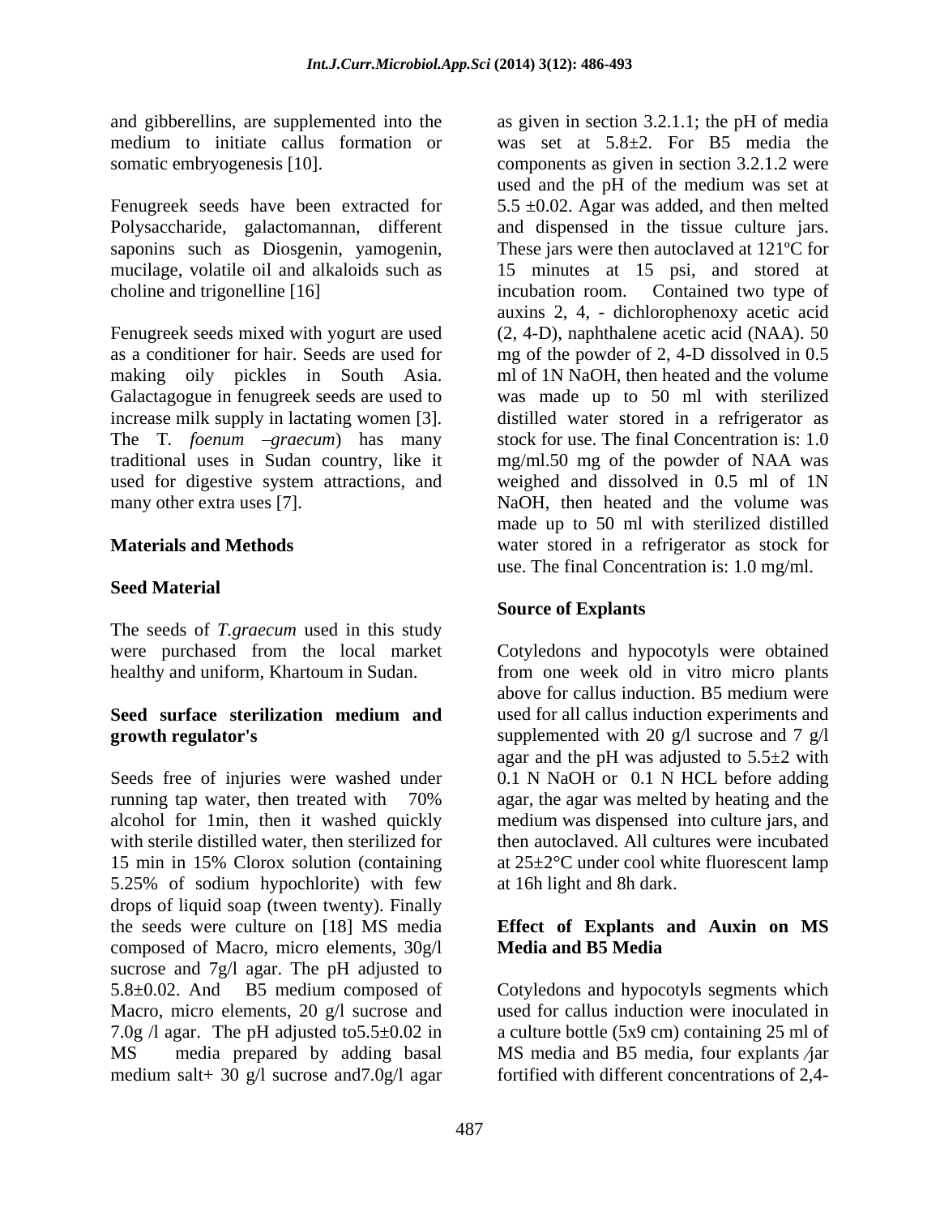and gibberellins, are supplemented into the medium to initiate callus formation or somatic embryogenesis [10].

Fenugreek seeds have been extracted for Polysaccharide, galactomannan, different saponins such as Diosgenin, yamogenin, mucilage, volatile oil and alkaloids such as choline and trigonelline [16]

Fenugreek seeds mixed with yogurt are used as a conditioner for hair. Seeds are used for making oily pickles in South Asia. Galactagogue in fenugreek seeds are used to increase milk supply in lactating women [3]. The T. *foenum –graecum*) has many traditional uses in Sudan country, like it used for digestive system attractions, and many other extra uses [7].

## Materials and Methods

### Seed Material

The seeds of *T.graecum* used in this study were purchased from the local market healthy and uniform, Khartoum in Sudan.

### Seed surface sterilization medium and growth regulator's

Seeds free of injuries were washed under running tap water, then treated with 70% alcohol for 1min, then it washed quickly with sterile distilled water, then sterilized for 15 min in 15% Clorox solution (containing 5.25% of sodium hypochlorite) with few drops of liquid soap (tween twenty). Finally the seeds were culture on [18] MS media composed of Macro, micro elements, 30g/l sucrose and 7g/l agar. The pH adjusted to 5.8±0.02. And B5 medium composed of Macro, micro elements, 20 g/l sucrose and 7.0g /l agar. The pH adjusted to5.5±0.02 in MS media prepared by adding basal medium salt+ 30 g/l sucrose and7.0g/l agar as given in section 3.2.1.1; the pH of media was set at 5.8±2. For B5 media the components as given in section 3.2.1.2 were used and the pH of the medium was set at 5.5 ±0.02. Agar was added, and then melted and dispensed in the tissue culture jars. These jars were then autoclaved at 121ºC for 15 minutes at 15 psi, and stored at incubation room. Contained two type of auxins 2, 4, - dichlorophenoxy acetic acid (2, 4-D), naphthalene acetic acid (NAA). 50 mg of the powder of 2, 4-D dissolved in 0.5 ml of 1N NaOH, then heated and the volume was made up to 50 ml with sterilized distilled water stored in a refrigerator as stock for use. The final Concentration is: 1.0 mg/ml.50 mg of the powder of NAA was weighed and dissolved in 0.5 ml of 1N NaOH, then heated and the volume was made up to 50 ml with sterilized distilled water stored in a refrigerator as stock for use. The final Concentration is: 1.0 mg/ml.

### Source of Explants

Cotyledons and hypocotyls were obtained from one week old in vitro micro plants above for callus induction. B5 medium were used for all callus induction experiments and supplemented with 20 g/l sucrose and 7 g/l agar and the pH was adjusted to 5.5±2 with 0.1 N NaOH or 0.1 N HCL before adding agar, the agar was melted by heating and the medium was dispensed into culture jars, and then autoclaved. All cultures were incubated at 25±2°C under cool white fluorescent lamp at 16h light and 8h dark.

### Effect of Explants and Auxin on MS Media and B5 Media

Cotyledons and hypocotyls segments which used for callus induction were inoculated in a culture bottle (5x9 cm) containing 25 ml of MS media and B5 media, four explants ⁄jar fortified with different concentrations of 2,4-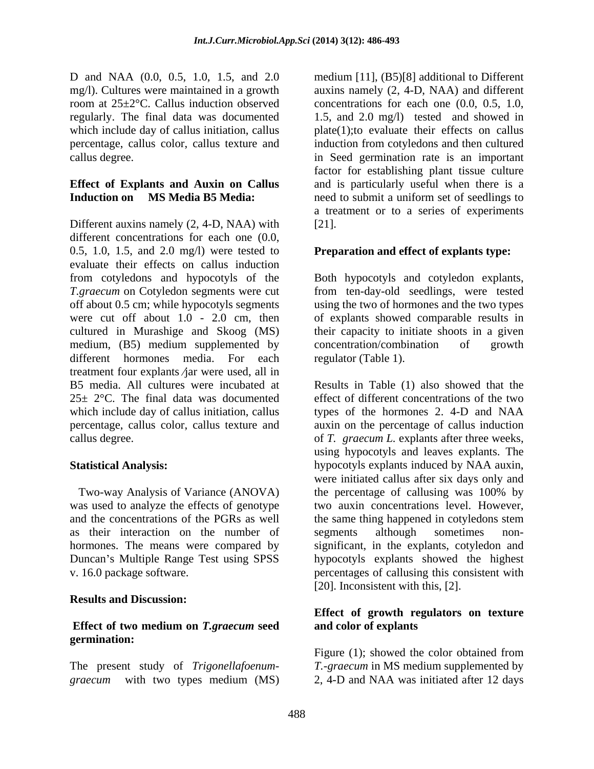D and NAA (0.0, 0.5, 1.0, 1.5, and 2.0 mg/l). Cultures were maintained in a growth room at 25±2°C. Callus induction observed regularly. The final data was documented which include day of callus initiation, callus percentage, callus color, callus texture and callus degree.

**Effect of Explants and Auxin on Callus Induction on MS Media B5 Media:**

Different auxins namely (2, 4-D, NAA) with different concentrations for each one (0.0, 0.5, 1.0, 1.5, and 2.0 mg/l) were tested to evaluate their effects on callus induction from cotyledons and hypocotyls of the *T.graecum* on Cotyledon segments were cut off about 0.5 cm; while hypocotyls segments were cut off about 1.0 - 2.0 cm, then cultured in Murashige and Skoog (MS) medium, (B5) medium supplemented by different hormones media. For each treatment four explants ⁄jar were used, all in B5 media. All cultures were incubated at 25± 2°C. The final data was documented which include day of callus initiation, callus percentage, callus color, callus texture and callus degree.

**Statistical Analysis:**

Two-way Analysis of Variance (ANOVA) was used to analyze the effects of genotype and the concentrations of the PGRs as well as their interaction on the number of hormones. The means were compared by Duncan's Multiple Range Test using SPSS v. 16.0 package software.

## Results and Discussion:

**Effect of two medium on *T.graecum* seed germination:**

The present study of *Trigonellafoenum-graecum* with two types medium (MS) medium [11], (B5)[8] additional to Different auxins namely (2, 4-D, NAA) and different concentrations for each one (0.0, 0.5, 1.0, 1.5, and 2.0 mg/l) tested and showed in plate(1);to evaluate their effects on callus induction from cotyledons and then cultured in Seed germination rate is an important factor for establishing plant tissue culture and is particularly useful when there is a need to submit a uniform set of seedlings to a treatment or to a series of experiments [21].

**Preparation and effect of explants type:**

Both hypocotyls and cotyledon explants, from ten-day-old seedlings, were tested using the two of hormones and the two types of explants showed comparable results in their capacity to initiate shoots in a given concentration/combination of growth regulator (Table 1).

Results in Table (1) also showed that the effect of different concentrations of the two types of the hormones 2. 4-D and NAA auxin on the percentage of callus induction of *T. graecum L.* explants after three weeks, using hypocotyls and leaves explants. The hypocotyls explants induced by NAA auxin, were initiated callus after six days only and the percentage of callusing was 100% by two auxin concentrations level. However, the same thing happened in cotyledons stem segments although sometimes non-significant, in the explants, cotyledon and hypocotyls explants showed the highest percentages of callusing this consistent with [20]. Inconsistent with this, [2].

**Effect of growth regulators on texture and color of explants**

Figure (1); showed the color obtained from *T.-graecum* in MS medium supplemented by 2, 4-D and NAA was initiated after 12 days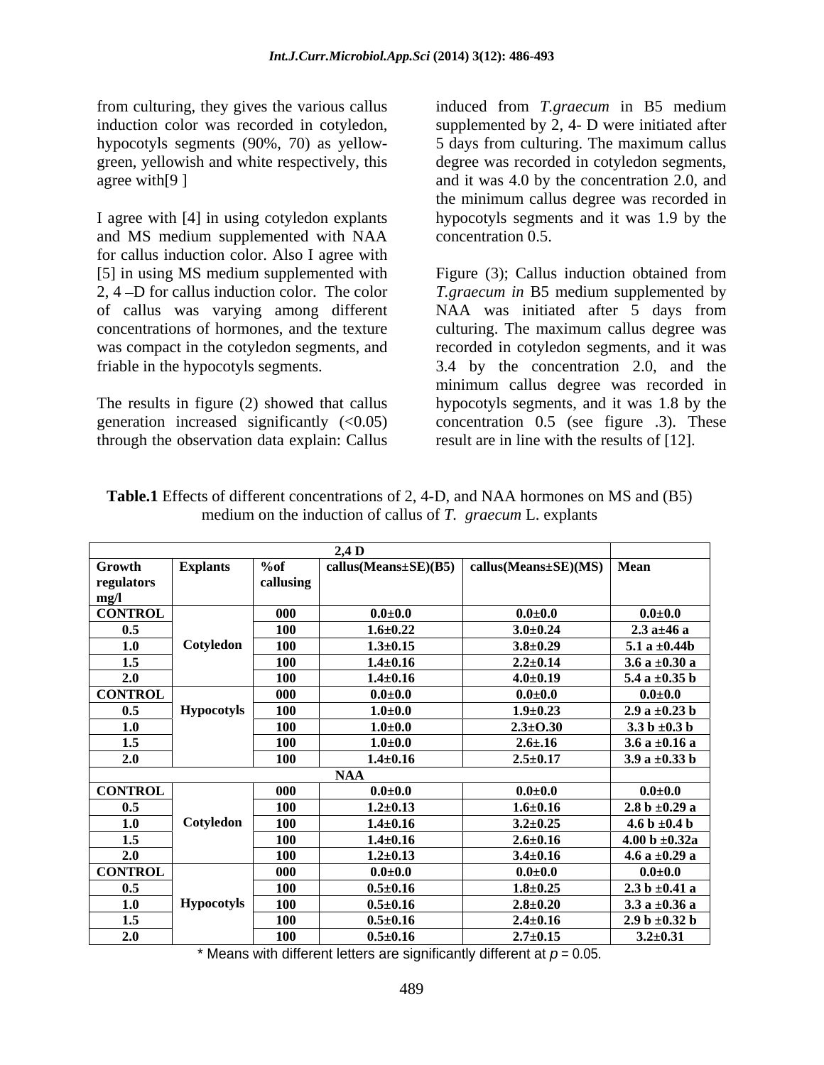from culturing, they gives the various callus induction color was recorded in cotyledon, hypocotyls segments (90%, 70) as yellow-green, yellowish and white respectively, this agree with[9 ]

I agree with [4] in using cotyledon explants and MS medium supplemented with NAA for callus induction color. Also I agree with [5] in using MS medium supplemented with 2, 4 –D for callus induction color. The color of callus was varying among different concentrations of hormones, and the texture was compact in the cotyledon segments, and friable in the hypocotyls segments.

The results in figure (2) showed that callus generation increased significantly (<0.05) through the observation data explain: Callus induced from *T.graecum* in B5 medium supplemented by 2, 4- D were initiated after 5 days from culturing. The maximum callus degree was recorded in cotyledon segments, and it was 4.0 by the concentration 2.0, and the minimum callus degree was recorded in hypocotyls segments and it was 1.9 by the concentration 0.5.

Figure (3); Callus induction obtained from *T.graecum in* B5 medium supplemented by NAA was initiated after 5 days from culturing. The maximum callus degree was recorded in cotyledon segments, and it was 3.4 by the concentration 2.0, and the minimum callus degree was recorded in hypocotyls segments, and it was 1.8 by the concentration 0.5 (see figure .3). These result are in line with the results of [12].

**Table.1** Effects of different concentrations of 2, 4-D, and NAA hormones on MS and (B5) medium on the induction of callus of *T. graecum* L. explants

| | | | **2,4 D** | | |
|---|---|---|---|---|---|
| **Growth regulators mg/l** | **Explants** | **%of callusing** | **callus(Means±SE)(B5)** | **callus(Means±SE)(MS)** | **Mean** |
| **CONTROL** | **Cotyledon** | **000** | **0.0±0.0** | **0.0±0.0** | **0.0±0.0** |
| **0.5** | | **100** | **1.6±0.22** | **3.0±0.24** | **2.3 a±46 a** |
| **1.0** | | **100** | **1.3±0.15** | **3.8±0.29** | **5.1 a ±0.44b** |
| **1.5** | | **100** | **1.4±0.16** | **2.2±0.14** | **3.6 a ±0.30 a** |
| **2.0** | | **100** | **1.4±0.16** | **4.0±0.19** | **5.4 a ±0.35 b** |
| **CONTROL** | **Hypocotyls** | **000** | **0.0±0.0** | **0.0±0.0** | **0.0±0.0** |
| **0.5** | | **100** | **1.0±0.0** | **1.9±0.23** | **2.9 a ±0.23 b** |
| **1.0** | | **100** | **1.0±0.0** | **2.3±O.30** | **3.3 b ±0.3 b** |
| **1.5** | | **100** | **1.0±0.0** | **2.6±.16** | **3.6 a ±0.16 a** |
| **2.0** | | **100** | **1.4±0.16** | **2.5±0.17** | **3.9 a ±0.33 b** |
| | | | **NAA** | | |
| **CONTROL** | **Cotyledon** | **000** | **0.0±0.0** | **0.0±0.0** | **0.0±0.0** |
| **0.5** | | **100** | **1.2±0.13** | **1.6±0.16** | **2.8 b ±0.29 a** |
| **1.0** | | **100** | **1.4±0.16** | **3.2±0.25** | **4.6 b ±0.4 b** |
| **1.5** | | **100** | **1.4±0.16** | **2.6±0.16** | **4.00 b ±0.32a** |
| **2.0** | | **100** | **1.2±0.13** | **3.4±0.16** | **4.6 a ±0.29 a** |
| **CONTROL** | **Hypocotyls** | **000** | **0.0±0.0** | **0.0±0.0** | **0.0±0.0** |
| **0.5** | | **100** | **0.5±0.16** | **1.8±0.25** | **2.3 b ±0.41 a** |
| **1.0** | | **100** | **0.5±0.16** | **2.8±0.20** | **3.3 a ±0.36 a** |
| **1.5** | | **100** | **0.5±0.16** | **2.4±0.16** | **2.9 b ±0.32 b** |
| **2.0** | | **100** | **0.5±0.16** | **2.7±0.15** | **3.2±0.31** |

\* Means with different letters are significantly different at $p = 0.05$.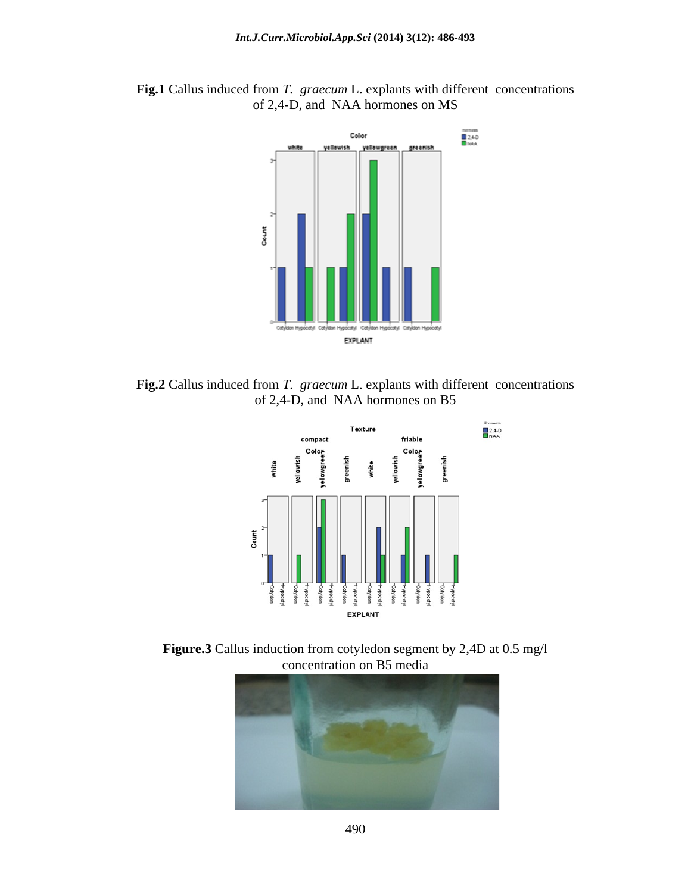**Fig.1** Callus induced from *T. graecum* L. explants with different concentrations of 2,4-D, and NAA hormones on MS

**Fig.2** Callus induced from *T. graecum* L. explants with different concentrations of 2,4-D, and NAA hormones on B5

**Figure.3** Callus induction from cotyledon segment by 2,4D at 0.5 mg/l concentration on B5 media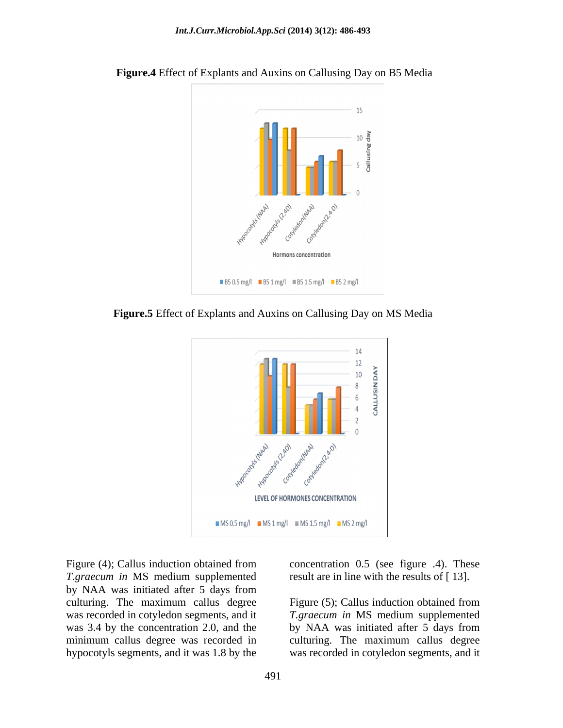**Figure.4** Effect of Explants and Auxins on Callusing Day on B5 Media

**Figure.5** Effect of Explants and Auxins on Callusing Day on MS Media

Figure (4); Callus induction obtained from *T.graecum in* MS medium supplemented by NAA was initiated after 5 days from culturing. The maximum callus degree was recorded in cotyledon segments, and it was 3.4 by the concentration 2.0, and the minimum callus degree was recorded in hypocotyls segments, and it was 1.8 by the concentration 0.5 (see figure .4). These result are in line with the results of [ 13].

Figure (5); Callus induction obtained from *T.graecum in* MS medium supplemented by NAA was initiated after 5 days from culturing. The maximum callus degree was recorded in cotyledon segments, and it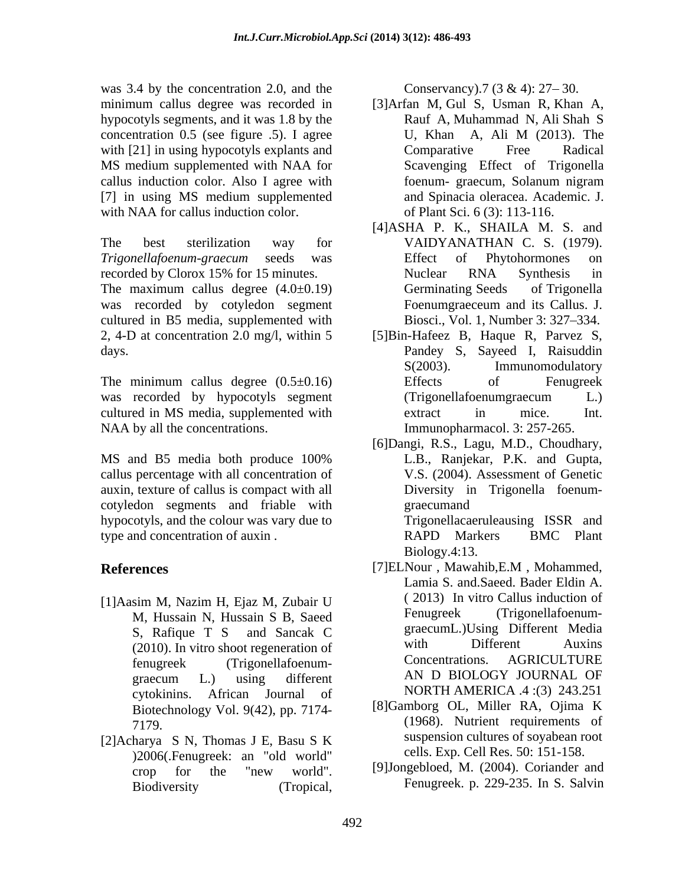was 3.4 by the concentration 2.0, and the minimum callus degree was recorded in hypocotyls segments, and it was 1.8 by the concentration 0.5 (see figure .5). I agree with [21] in using hypocotyls explants and MS medium supplemented with NAA for callus induction color. Also I agree with [7] in using MS medium supplemented with NAA for callus induction color.

The best sterilization way for *Trigonellafoenum-graecum* seeds was recorded by Clorox 15% for 15 minutes. The maximum callus degree (4.0±0.19) was recorded by cotyledon segment cultured in B5 media, supplemented with 2, 4-D at concentration 2.0 mg/l, within 5 days.

The minimum callus degree (0.5±0.16) was recorded by hypocotyls segment cultured in MS media, supplemented with NAA by all the concentrations.

MS and B5 media both produce 100% callus percentage with all concentration of auxin, texture of callus is compact with all cotyledon segments and friable with hypocotyls, and the colour was vary due to type and concentration of auxin .

## References

[1]Aasim M, Nazim H, Ejaz M, Zubair U M, Hussain N, Hussain S B, Saeed S, Rafique T S and Sancak C (2010). In vitro shoot regeneration of fenugreek (Trigonellafoenum-graecum L.) using different cytokinins. African Journal of Biotechnology Vol. 9(42), pp. 7174-7179.

[2]Acharya S N, Thomas J E, Basu S K )2006(.Fenugreek: an "old world" crop for the "new world". Biodiversity (Tropical, Conservancy).7 (3 & 4): 27– 30.

[3]Arfan M, Gul S, Usman R, Khan A, Rauf A, Muhammad N, Ali Shah S U, Khan A, Ali M (2013). The Comparative Free Radical Scavenging Effect of Trigonella foenum- graecum, Solanum nigram and Spinacia oleracea. Academic. J. of Plant Sci. 6 (3): 113-116.

[4]ASHA P. K., SHAILA M. S. and VAIDYANATHAN C. S. (1979). Effect of Phytohormones on Nuclear RNA Synthesis in Germinating Seeds of Trigonella Foenumgraeceum and its Callus. J. Biosci., Vol. 1, Number 3: 327–334.

[5]Bin-Hafeez B, Haque R, Parvez S, Pandey S, Sayeed I, Raisuddin S(2003). Immunomodulatory Effects of Fenugreek (Trigonellafoenumgraecum L.) extract in mice. Int. Immunopharmacol. 3: 257-265.

[6]Dangi, R.S., Lagu, M.D., Choudhary, L.B., Ranjekar, P.K. and Gupta, V.S. (2004). Assessment of Genetic Diversity in Trigonella foenum-graecumand Trigonellacaeruleausing ISSR and RAPD Markers BMC Plant Biology.4:13.

[7]ELNour , Mawahib,E.M , Mohammed, Lamia S. and.Saeed. Bader Eldin A. ( 2013) In vitro Callus induction of Fenugreek (Trigonellafoenum-graecumL.)Using Different Media with Different Auxins Concentrations. AGRICULTURE AN D BIOLOGY JOURNAL OF NORTH AMERICA .4 :(3) 243.251

[8]Gamborg OL, Miller RA, Ojima K (1968). Nutrient requirements of suspension cultures of soyabean root cells. Exp. Cell Res. 50: 151-158.

[9]Jongebloed, M. (2004). Coriander and Fenugreek. p. 229-235. In S. Salvin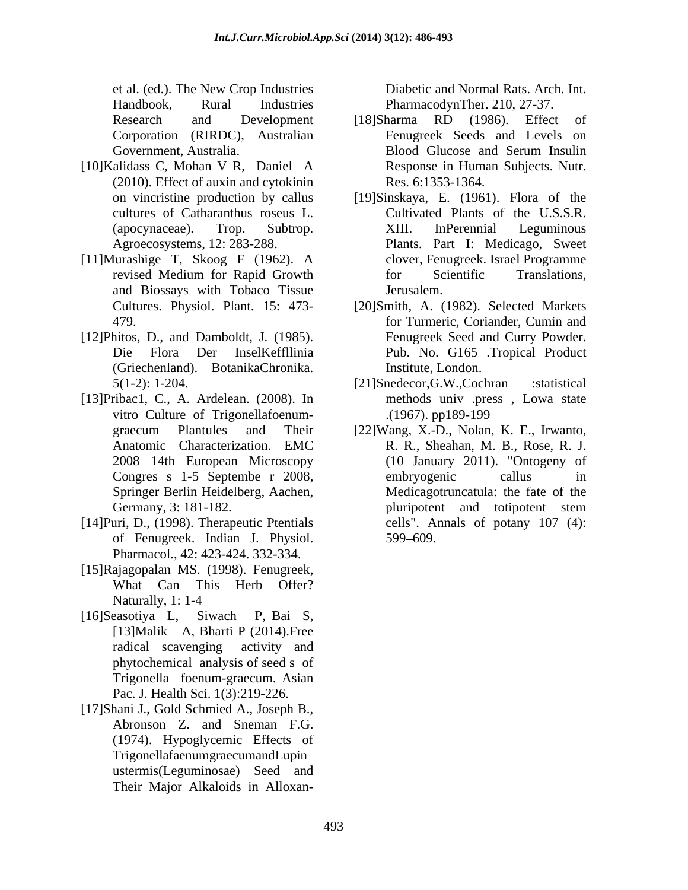et al. (ed.). The New Crop Industries Handbook, Rural Industries Research and Development Corporation (RIRDC), Australian Government, Australia.

[10]Kalidass C, Mohan V R, Daniel A (2010). Effect of auxin and cytokinin on vincristine production by callus cultures of Catharanthus roseus L. (apocynaceae). Trop. Subtrop. Agroecosystems, 12: 283-288.

[11]Murashige T, Skoog F (1962). A revised Medium for Rapid Growth and Biossays with Tobaco Tissue Cultures. Physiol. Plant. 15: 473-479.

[12]Phitos, D., and Damboldt, J. (1985). Die Flora Der InselKeffllinia (Griechenland). BotanikaChronika. 5(1-2): 1-204.

[13]Pribac1, C., A. Ardelean. (2008). In vitro Culture of Trigonellafoenum-graecum Plantules and Their Anatomic Characterization. EMC 2008 14th European Microscopy Congres s 1-5 Septembe r 2008, Springer Berlin Heidelberg, Aachen, Germany, 3: 181-182.

[14]Puri, D., (1998). Therapeutic Ptentials of Fenugreek. Indian J. Physiol. Pharmacol., 42: 423-424. 332-334.

[15]Rajagopalan MS. (1998). Fenugreek, What Can This Herb Offer? Naturally, 1: 1-4

[16]Seasotiya L, Siwach P, Bai S, [13]Malik A, Bharti P (2014).Free radical scavenging activity and phytochemical analysis of seed s of Trigonella foenum-graecum. Asian Pac. J. Health Sci. 1(3):219-226.

[17]Shani J., Gold Schmied A., Joseph B., Abronson Z. and Sneman F.G. (1974). Hypoglycemic Effects of TrigonellafaenumgraecumandLupin ustermis(Leguminosae) Seed and Their Major Alkaloids in Alloxan-Diabetic and Normal Rats. Arch. Int. PharmacodynTher. 210, 27-37.

[18]Sharma RD (1986). Effect of Fenugreek Seeds and Levels on Blood Glucose and Serum Insulin Response in Human Subjects. Nutr. Res. 6:1353-1364.

[19]Sinskaya, E. (1961). Flora of the Cultivated Plants of the U.S.S.R. XIII. InPerennial Leguminous Plants. Part I: Medicago, Sweet clover, Fenugreek. Israel Programme for Scientific Translations, Jerusalem.

[20]Smith, A. (1982). Selected Markets for Turmeric, Coriander, Cumin and Fenugreek Seed and Curry Powder. Pub. No. G165 .Tropical Product Institute, London.

[21]Snedecor,G.W.,Cochran :statistical methods univ .press , Lowa state .(1967). pp189-199

[22]Wang, X.-D., Nolan, K. E., Irwanto, R. R., Sheahan, M. B., Rose, R. J. (10 January 2011). "Ontogeny of embryogenic callus in Medicagotruncatula: the fate of the pluripotent and totipotent stem cells". Annals of potany 107 (4): 599–609.